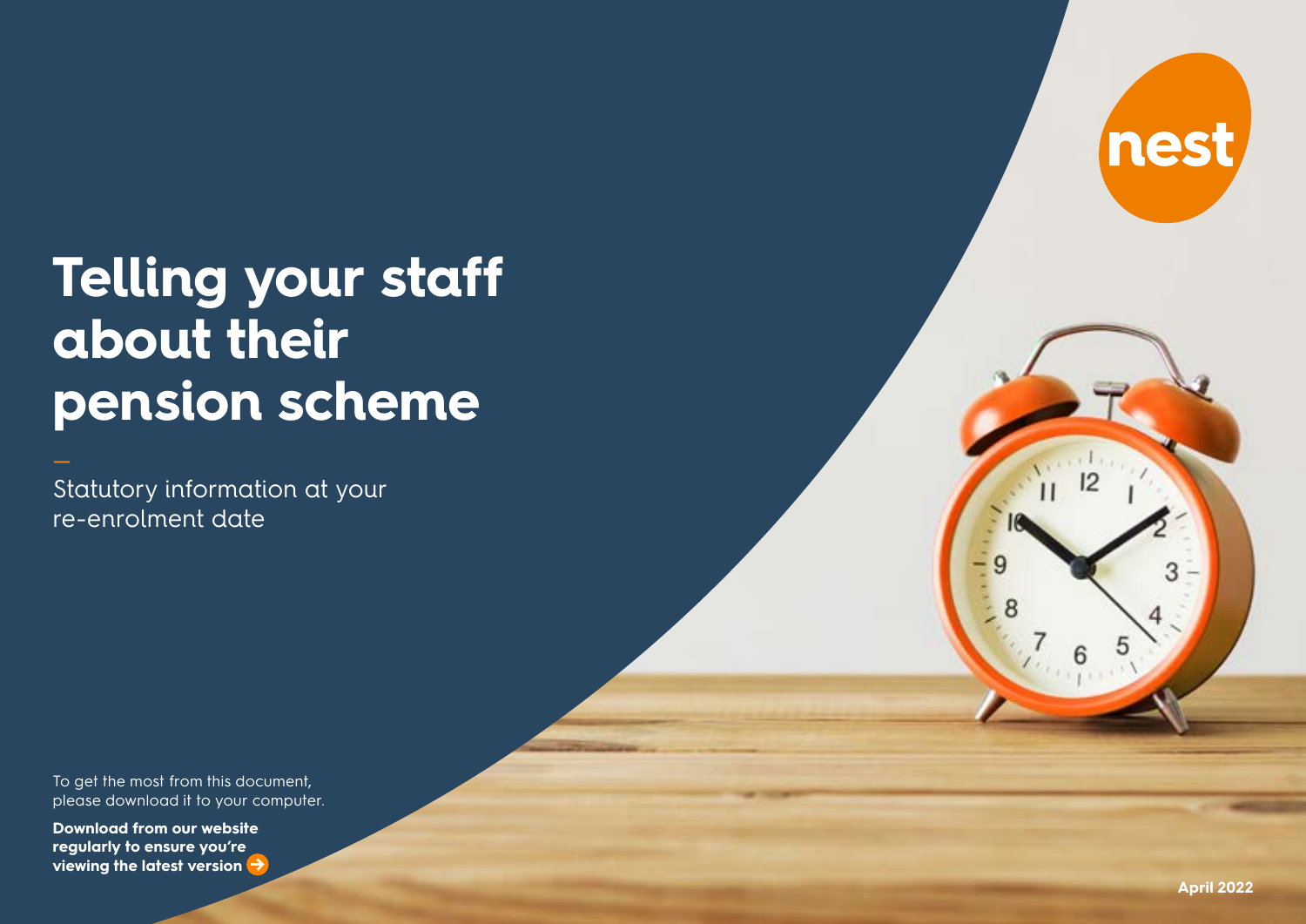nest

# Telling your staff about their pension scheme

—

Statutory information at your re-enrolment date

To get the most from this document, please download it to your computer.

**Download from our website regularly to ensure you're viewing the latest version**

**April 2022**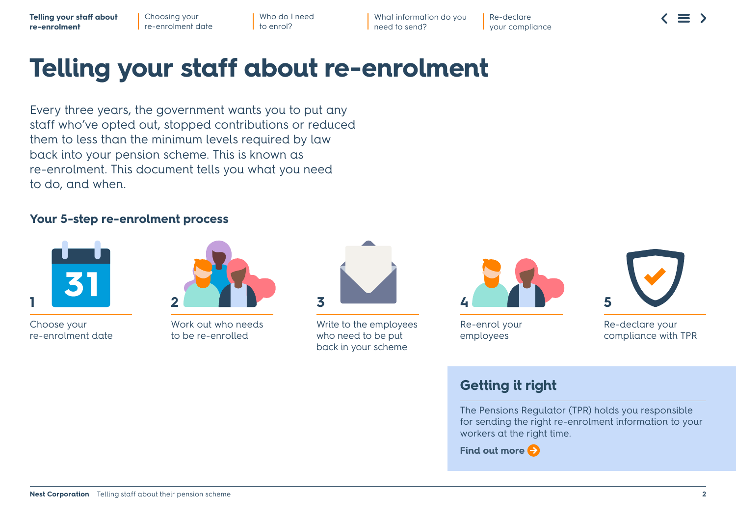# Telling your staff about re-enrolment

Every three years, the government wants you to put any staff who've opted out, stopped contributions or reduced them to less than the minimum levels required by law back into your pension scheme. This is known as re-enrolment. This document tells you what you need to do, and when.

## Your 5-step re-enrolment process

1. Choose your re-enrolment date
2. Work out who needs to be re-enrolled
3. Write to the employees who need to be put back in your scheme
4. Re-enrol your employees
5. Re-declare your compliance with TPR

### Getting it right

The Pensions Regulator (TPR) holds you responsible for sending the right re-enrolment information to your workers at the right time.

**Find out more**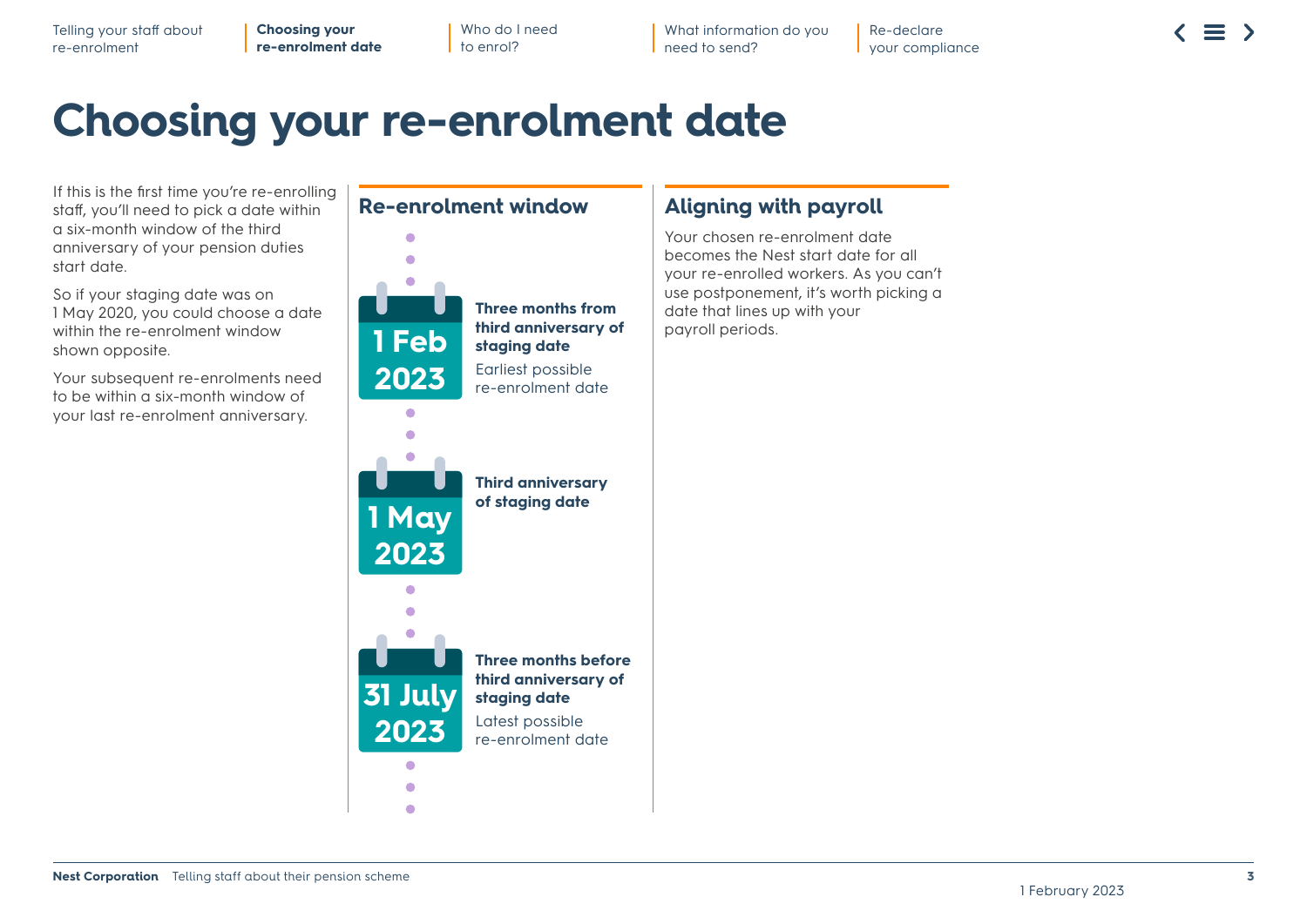# Choosing your re-enrolment date

If this is the first time you're re-enrolling staff, you'll need to pick a date within a six-month window of the third anniversary of your pension duties start date.

So if your staging date was on 1 May 2020, you could choose a date within the re-enrolment window shown opposite.

Your subsequent re-enrolments need to be within a six-month window of your last re-enrolment anniversary.

## Re-enrolment window

**1 Feb 2023**

**Three months from third anniversary of staging date**

Earliest possible re-enrolment date

**1 May 2023**

**Third anniversary of staging date**

**31 July 2023**

**Three months before third anniversary of staging date**

Latest possible re-enrolment date

## Aligning with payroll

Your chosen re-enrolment date becomes the Nest start date for all your re-enrolled workers. As you can't use postponement, it's worth picking a date that lines up with your payroll periods.

1 February 2023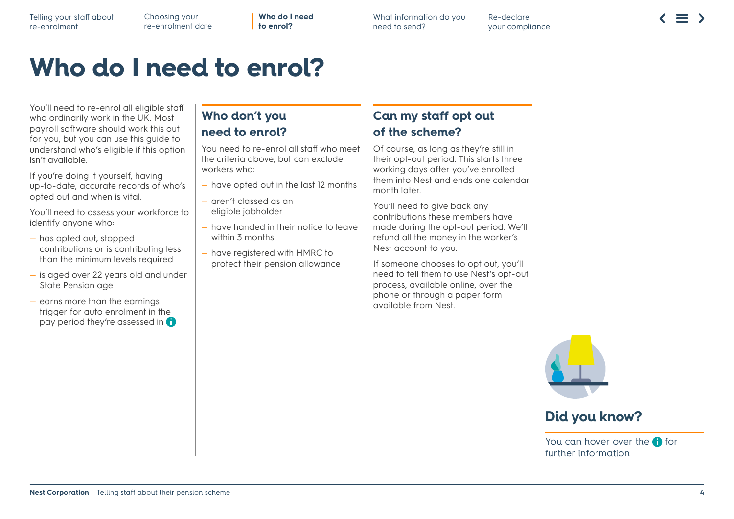# Who do I need to enrol?

You'll need to re-enrol all eligible staff who ordinarily work in the UK. Most payroll software should work this out for you, but you can use this guide to understand who's eligible if this option isn't available.

If you're doing it yourself, having up-to-date, accurate records of who's opted out and when is vital.

You'll need to assess your workforce to identify anyone who:

- has opted out, stopped contributions or is contributing less than the minimum levels required
- is aged over 22 years old and under State Pension age
- earns more than the earnings trigger for auto enrolment in the pay period they're assessed in

## Who don't you need to enrol?

You need to re-enrol all staff who meet the criteria above, but can exclude workers who:

- have opted out in the last 12 months
- aren't classed as an eligible jobholder
- have handed in their notice to leave within 3 months
- have registered with HMRC to protect their pension allowance

## Can my staff opt out of the scheme?

Of course, as long as they're still in their opt-out period. This starts three working days after you've enrolled them into Nest and ends one calendar month later.

You'll need to give back any contributions these members have made during the opt-out period. We'll refund all the money in the worker's Nest account to you.

If someone chooses to opt out, you'll need to tell them to use Nest's opt-out process, available online, over the phone or through a paper form available from Nest.

## Did you know?

You can hover over the i for further information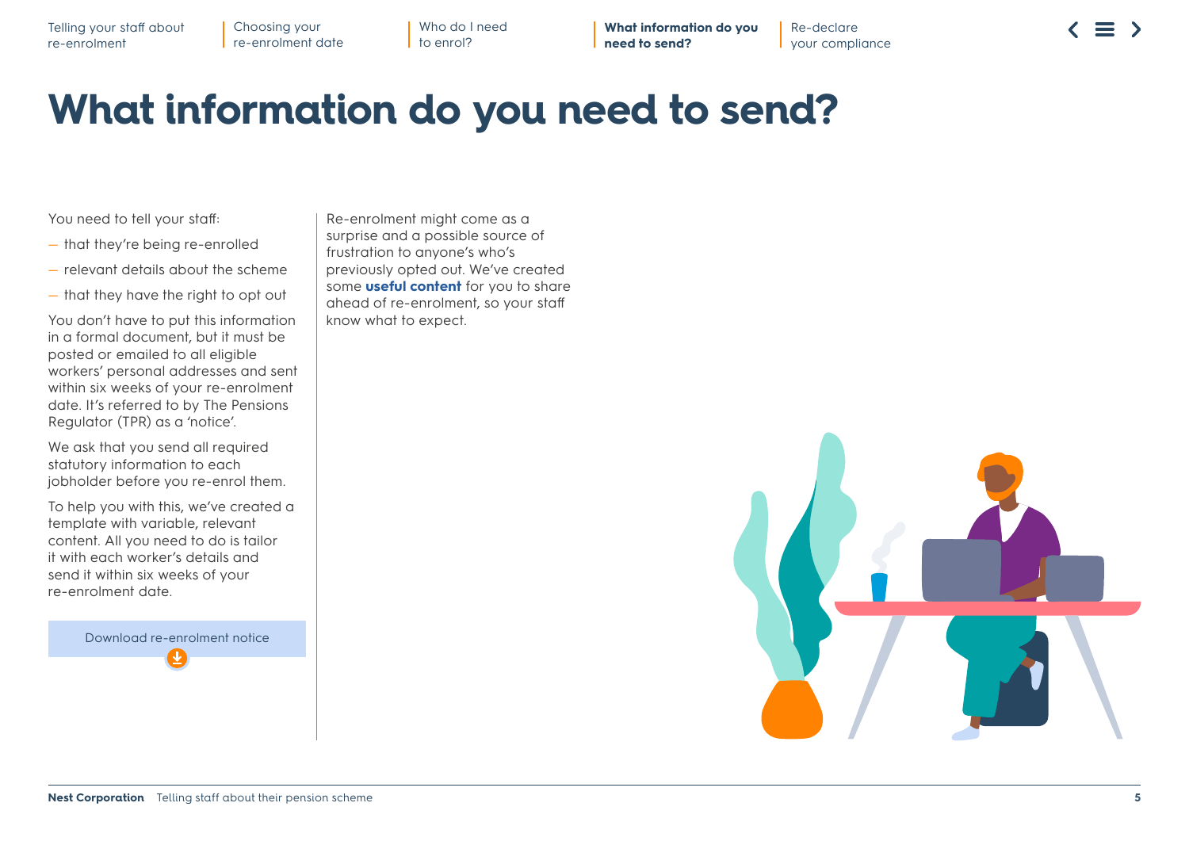# What information do you need to send?

You need to tell your staff:

- that they're being re-enrolled
- relevant details about the scheme
- that they have the right to opt out

You don't have to put this information in a formal document, but it must be posted or emailed to all eligible workers' personal addresses and sent within six weeks of your re-enrolment date. It's referred to by The Pensions Regulator (TPR) as a 'notice'.

We ask that you send all required statutory information to each jobholder before you re-enrol them.

To help you with this, we've created a template with variable, relevant content. All you need to do is tailor it with each worker's details and send it within six weeks of your re-enrolment date.

Download re-enrolment notice

Re-enrolment might come as a surprise and a possible source of frustration to anyone's who's previously opted out. We've created some **useful content** for you to share ahead of re-enrolment, so your staff know what to expect.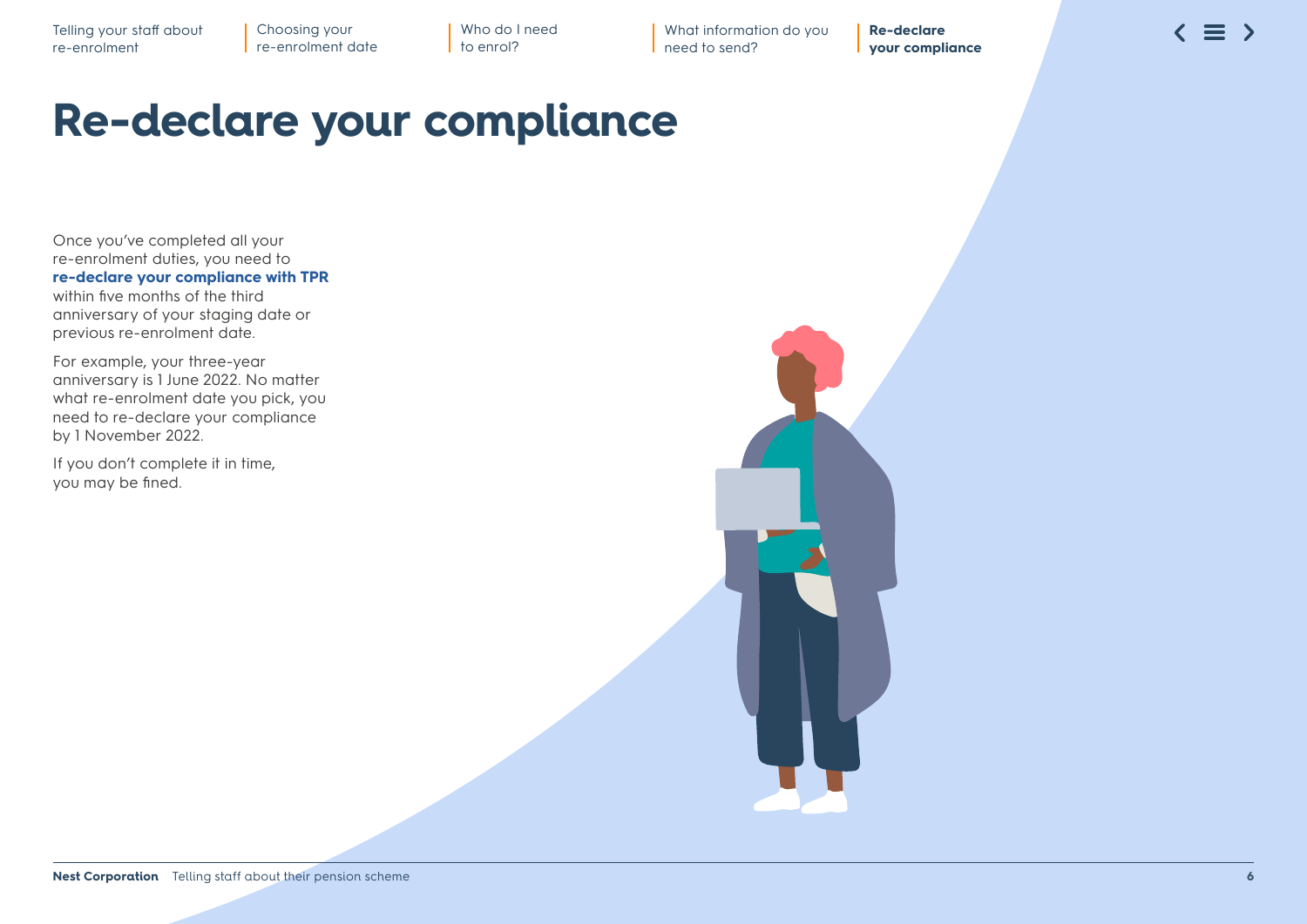# Re-declare your compliance

Once you've completed all your re-enrolment duties, you need to **re-declare your compliance with TPR** within five months of the third anniversary of your staging date or previous re-enrolment date.

For example, your three-year anniversary is 1 June 2022. No matter what re-enrolment date you pick, you need to re-declare your compliance by 1 November 2022.

If you don't complete it in time, you may be fined.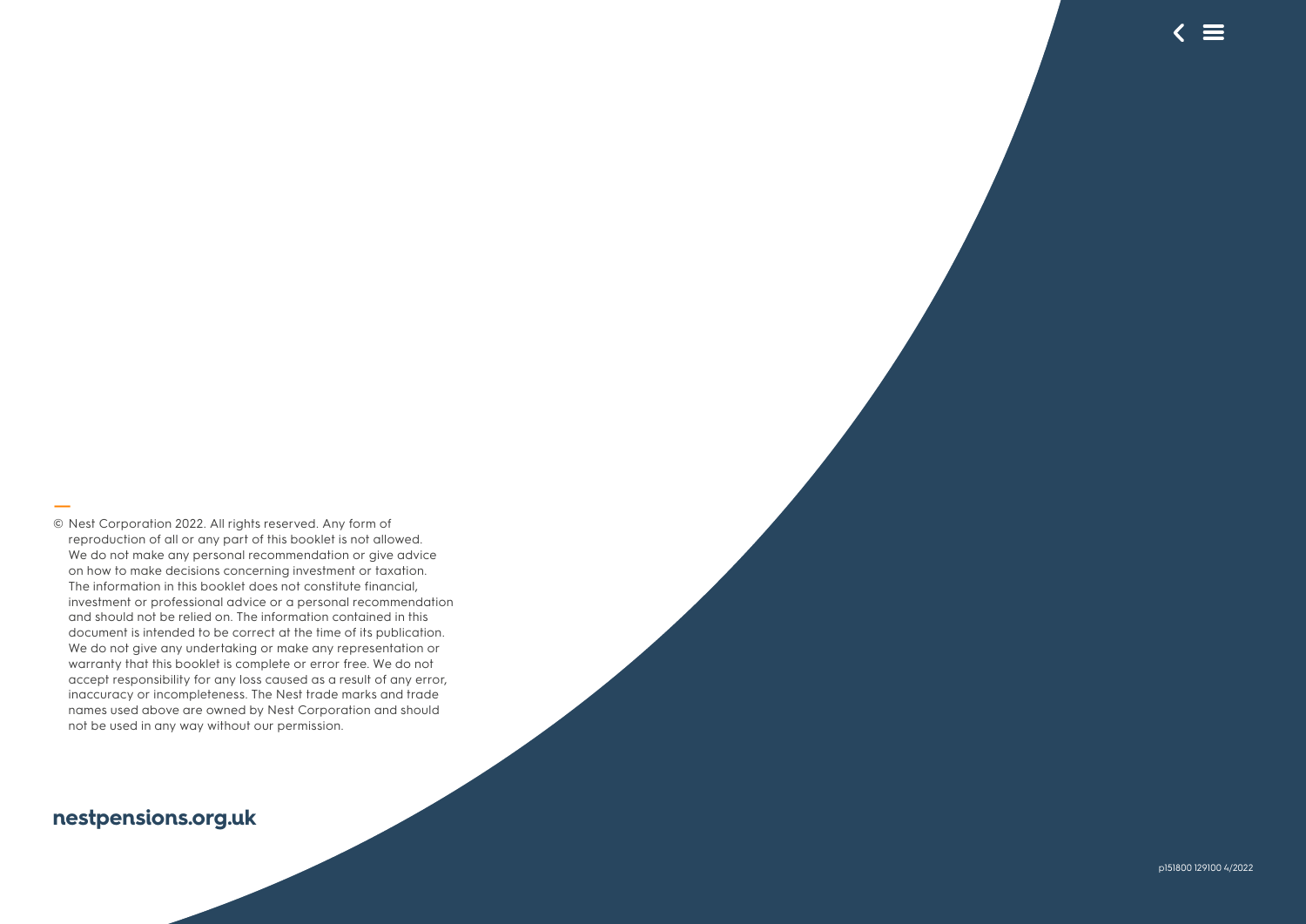© Nest Corporation 2022. All rights reserved. Any form of reproduction of all or any part of this booklet is not allowed. We do not make any personal recommendation or give advice on how to make decisions concerning investment or taxation. The information in this booklet does not constitute financial, investment or professional advice or a personal recommendation and should not be relied on. The information contained in this document is intended to be correct at the time of its publication. We do not give any undertaking or make any representation or warranty that this booklet is complete or error free. We do not accept responsibility for any loss caused as a result of any error, inaccuracy or incompleteness. The Nest trade marks and trade names used above are owned by Nest Corporation and should not be used in any way without our permission.

**nestpensions.org.uk**

p151800 129100 4/2022